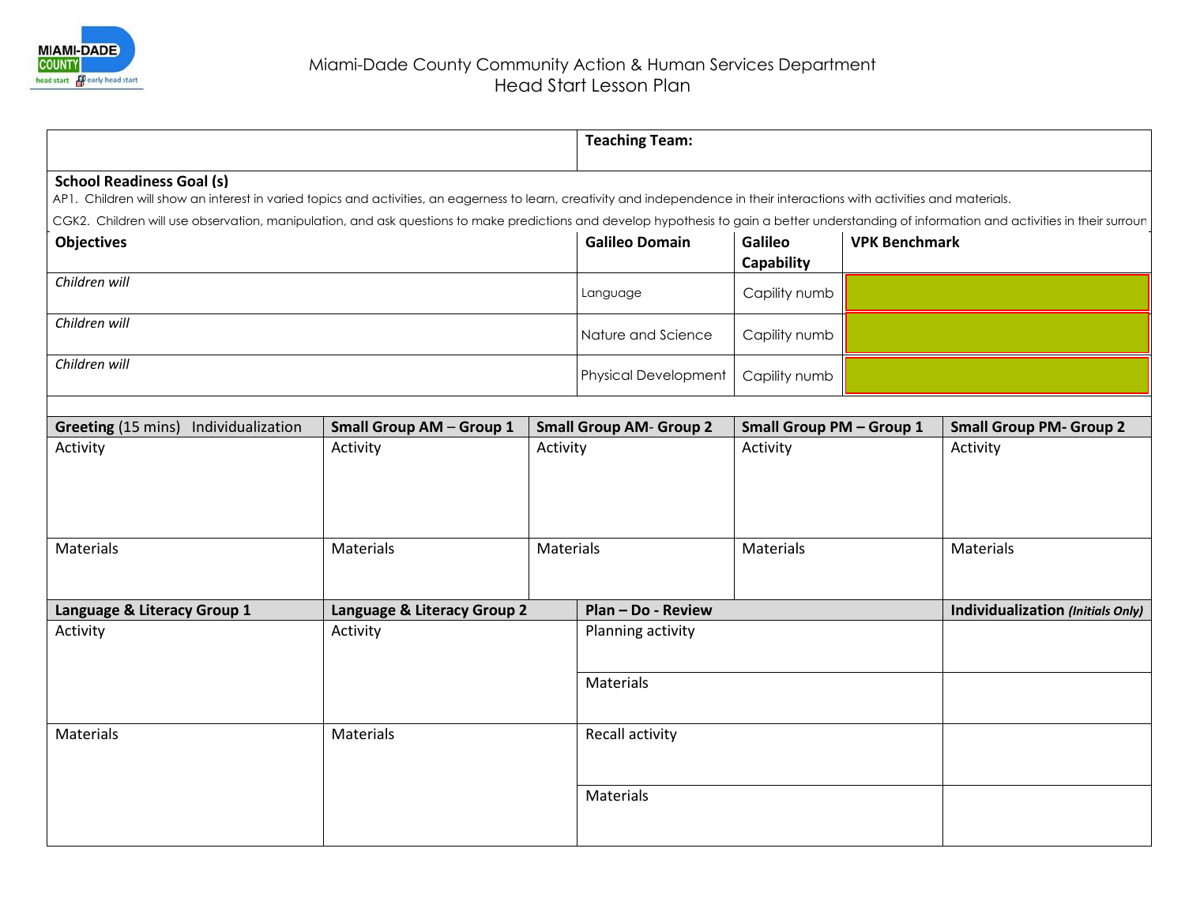Miami-Dade County Community Action & Human Services Department
Head Start Lesson Plan

| | **Teaching Team:** | | |
|---|---|---|---|

**School Readiness Goal (s)**

AP1. Children will show an interest in varied topics and activities, an eagerness to learn, creativity and independence in their interactions with activities and materials.

CGK2. Children will use observation, manipulation, and ask questions to make predictions and develop hypothesis to gain a better understanding of information and activities in their surroun

| **Objectives** | **Galileo Domain** | **Galileo Capability** | **VPK Benchmark** |
|---|---|---|---|
| *Children will* | Language | Capility numb | |
| *Children will* | Nature and Science | Capility numb | |
| *Children will* | Physical Development | Capility numb | |

| **Greeting** (15 mins) Individualization | **Small Group AM – Group 1** | **Small Group AM- Group 2** | **Small Group PM – Group 1** | **Small Group PM- Group 2** |
|---|---|---|---|---|
| Activity | Activity | Activity | Activity | Activity |
| Materials | Materials | Materials | Materials | Materials |

| **Language & Literacy Group 1** | **Language & Literacy Group 2** | **Plan – Do - Review** | **Individualization** ***(Initials Only)*** |
|---|---|---|---|
| Activity | Activity | Planning activity | |
| | | Materials | |
| Materials | Materials | Recall activity | |
| | | Materials | |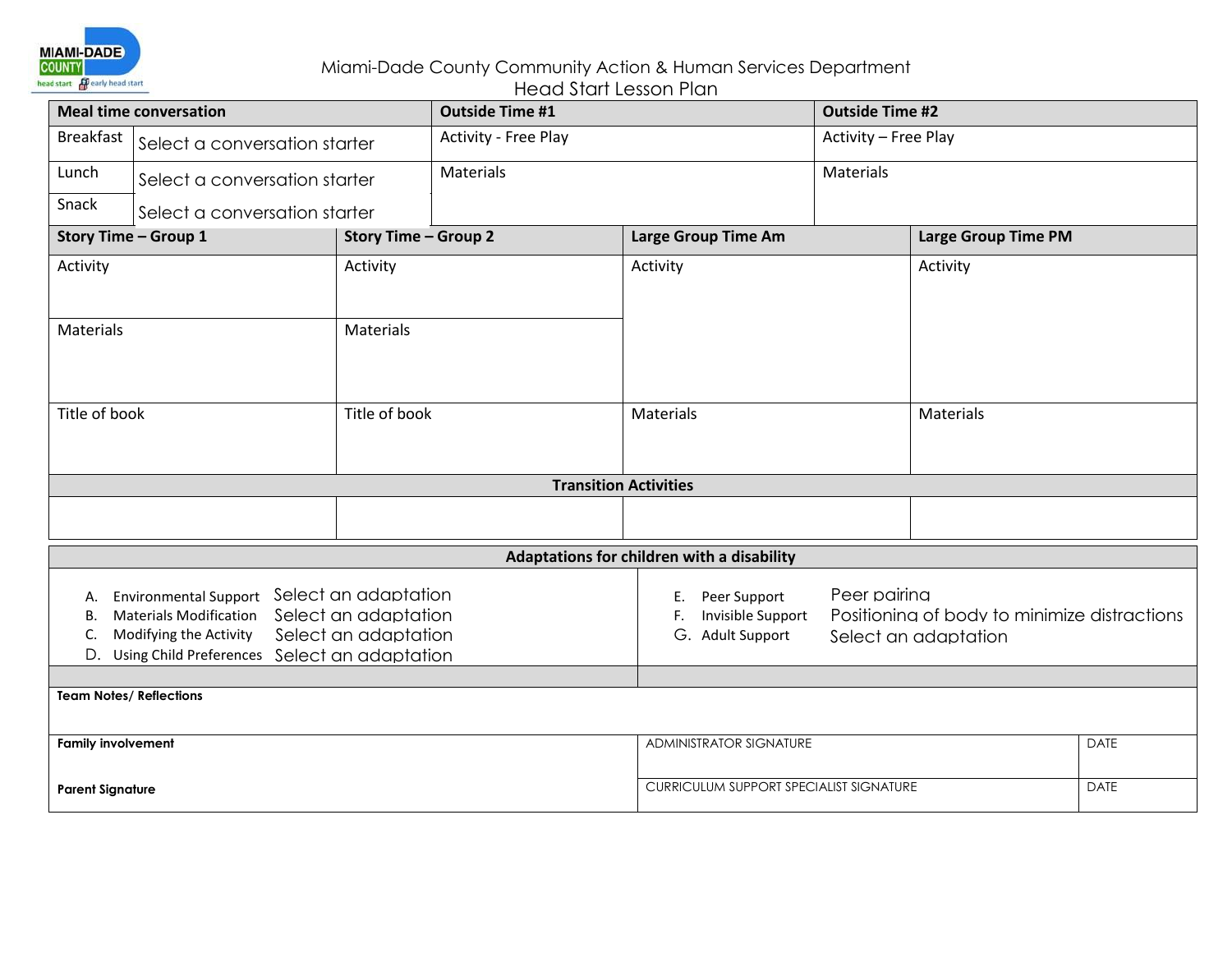Miami-Dade County Community Action & Human Services Department
Head Start Lesson Plan

| Meal time conversation | | Outside Time #1 | Outside Time #2 |
|---|---|---|---|
| Breakfast | Select a conversation starter | Activity - Free Play | Activity – Free Play |
| Lunch | Select a conversation starter | Materials | Materials |
| Snack | Select a conversation starter | | |

| Story Time – Group 1 | Story Time – Group 2 | Large Group Time Am | Large Group Time PM |
|---|---|---|---|
| Activity | Activity | Activity | Activity |
| Materials | Materials | | |
| Title of book | Title of book | Materials | Materials |
| **Transition Activities** | | | |
| | | | |

| Adaptations for children with a disability | | | |
|---|---|---|---|
| A. Environmental Support | Select an adaptation | E. Peer Support | Peer pairing |
| B. Materials Modification | Select an adaptation | F. Invisible Support | Positioning of body to minimize distractions |
| C. Modifying the Activity | Select an adaptation | G. Adult Support | Select an adaptation |
| D. Using Child Preferences | Select an adaptation | | |

**Team Notes/ Reflections**

| | | |
|---|---|---|
| **Family involvement** | ADMINISTRATOR SIGNATURE | DATE |
| **Parent Signature** | CURRICULUM SUPPORT SPECIALIST SIGNATURE | DATE |